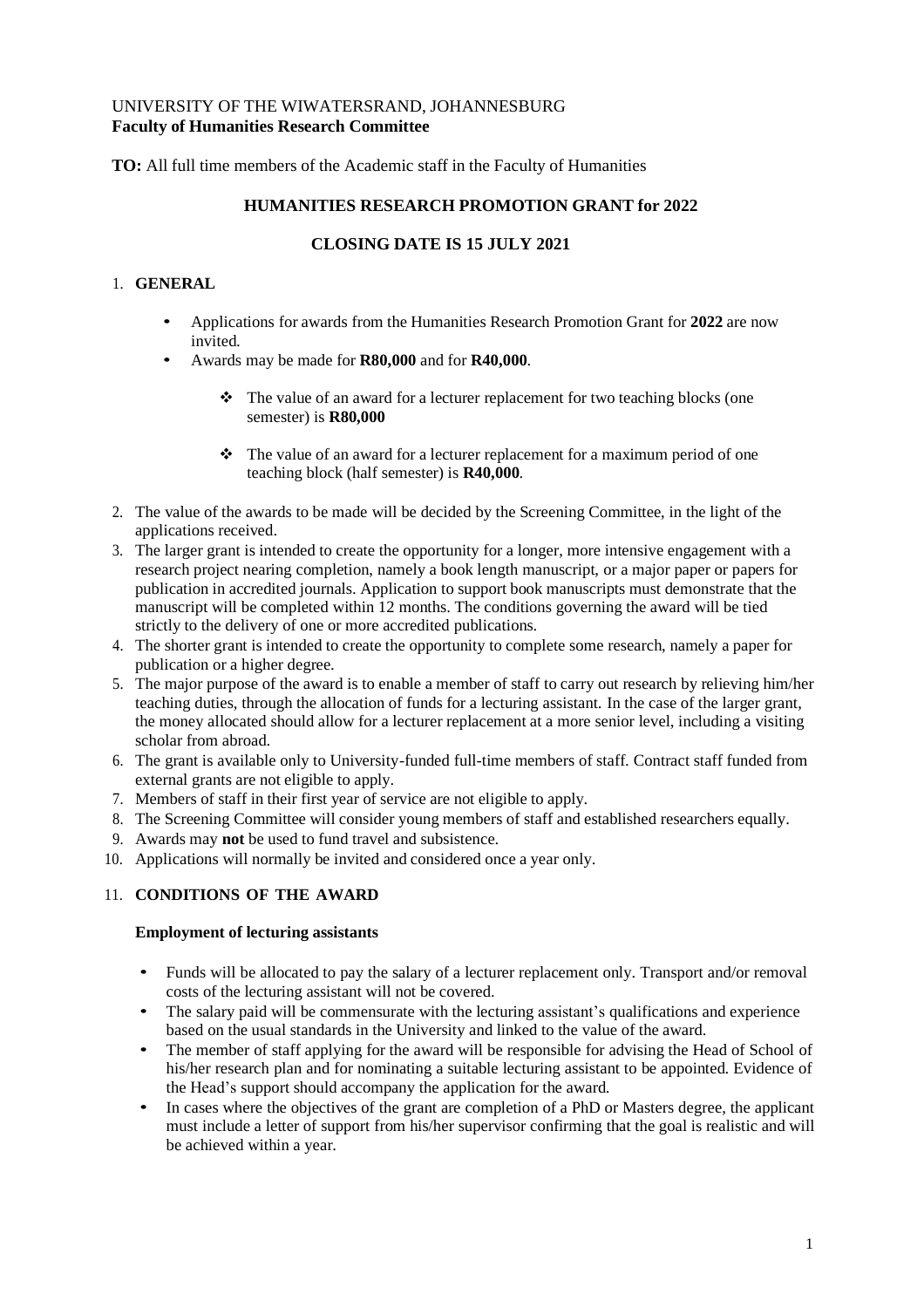UNIVERSITY OF THE WIWATERSRAND, JOHANNESBURG
**Faculty of Humanities Research Committee**

**TO:** All full time members of the Academic staff in the Faculty of Humanities

## HUMANITIES RESEARCH PROMOTION GRANT for 2022

## CLOSING DATE IS 15 JULY 2021

1. **GENERAL**

   - Applications for awards from the Humanities Research Promotion Grant for **2022** are now invited.
   - Awards may be made for **R80,000** and for **R40,000**.
     - The value of an award for a lecturer replacement for two teaching blocks (one semester) is **R80,000**
     - The value of an award for a lecturer replacement for a maximum period of one teaching block (half semester) is **R40,000**.

2. The value of the awards to be made will be decided by the Screening Committee, in the light of the applications received.
3. The larger grant is intended to create the opportunity for a longer, more intensive engagement with a research project nearing completion, namely a book length manuscript, or a major paper or papers for publication in accredited journals. Application to support book manuscripts must demonstrate that the manuscript will be completed within 12 months. The conditions governing the award will be tied strictly to the delivery of one or more accredited publications.
4. The shorter grant is intended to create the opportunity to complete some research, namely a paper for publication or a higher degree.
5. The major purpose of the award is to enable a member of staff to carry out research by relieving him/her teaching duties, through the allocation of funds for a lecturing assistant. In the case of the larger grant, the money allocated should allow for a lecturer replacement at a more senior level, including a visiting scholar from abroad.
6. The grant is available only to University-funded full-time members of staff. Contract staff funded from external grants are not eligible to apply.
7. Members of staff in their first year of service are not eligible to apply.
8. The Screening Committee will consider young members of staff and established researchers equally.
9. Awards may **not** be used to fund travel and subsistence.
10. Applications will normally be invited and considered once a year only.
11. **CONDITIONS OF THE AWARD**

    **Employment of lecturing assistants**

    - Funds will be allocated to pay the salary of a lecturer replacement only. Transport and/or removal costs of the lecturing assistant will not be covered.
    - The salary paid will be commensurate with the lecturing assistant's qualifications and experience based on the usual standards in the University and linked to the value of the award.
    - The member of staff applying for the award will be responsible for advising the Head of School of his/her research plan and for nominating a suitable lecturing assistant to be appointed. Evidence of the Head's support should accompany the application for the award.
    - In cases where the objectives of the grant are completion of a PhD or Masters degree, the applicant must include a letter of support from his/her supervisor confirming that the goal is realistic and will be achieved within a year.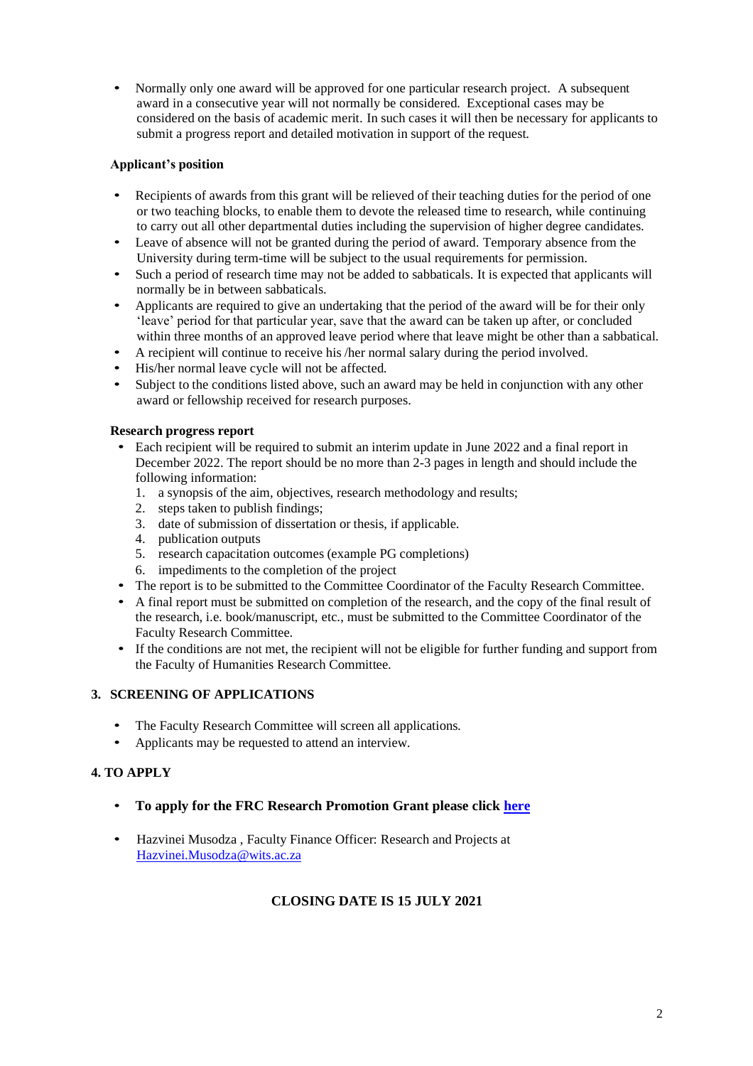- Normally only one award will be approved for one particular research project. A subsequent award in a consecutive year will not normally be considered. Exceptional cases may be considered on the basis of academic merit. In such cases it will then be necessary for applicants to submit a progress report and detailed motivation in support of the request.

**Applicant's position**

- Recipients of awards from this grant will be relieved of their teaching duties for the period of one or two teaching blocks, to enable them to devote the released time to research, while continuing to carry out all other departmental duties including the supervision of higher degree candidates.
- Leave of absence will not be granted during the period of award. Temporary absence from the University during term-time will be subject to the usual requirements for permission.
- Such a period of research time may not be added to sabbaticals. It is expected that applicants will normally be in between sabbaticals.
- Applicants are required to give an undertaking that the period of the award will be for their only 'leave' period for that particular year, save that the award can be taken up after, or concluded within three months of an approved leave period where that leave might be other than a sabbatical.
- A recipient will continue to receive his /her normal salary during the period involved.
- His/her normal leave cycle will not be affected.
- Subject to the conditions listed above, such an award may be held in conjunction with any other award or fellowship received for research purposes.

**Research progress report**

- Each recipient will be required to submit an interim update in June 2022 and a final report in December 2022. The report should be no more than 2-3 pages in length and should include the following information:
  1. a synopsis of the aim, objectives, research methodology and results;
  2. steps taken to publish findings;
  3. date of submission of dissertation or thesis, if applicable.
  4. publication outputs
  5. research capacitation outcomes (example PG completions)
  6. impediments to the completion of the project
- The report is to be submitted to the Committee Coordinator of the Faculty Research Committee.
- A final report must be submitted on completion of the research, and the copy of the final result of the research, i.e. book/manuscript, etc., must be submitted to the Committee Coordinator of the Faculty Research Committee.
- If the conditions are not met, the recipient will not be eligible for further funding and support from the Faculty of Humanities Research Committee.

## 3. SCREENING OF APPLICATIONS

- The Faculty Research Committee will screen all applications.
- Applicants may be requested to attend an interview.

## 4. TO APPLY

- **To apply for the FRC Research Promotion Grant please click [here](#)**
- Hazvinei Musodza , Faculty Finance Officer: Research and Projects at Hazvinei.Musodza@wits.ac.za

**CLOSING DATE IS 15 JULY 2021**